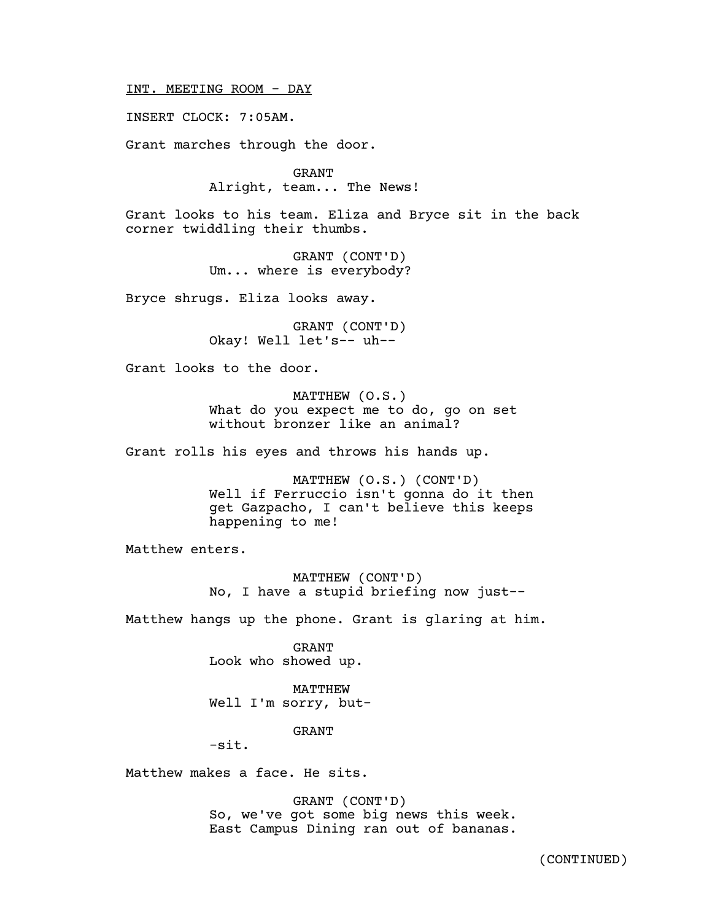INT. MEETING ROOM - DAY

INSERT CLOCK: 7:05AM.

Grant marches through the door.

GRANT
Alright, team... The News!

Grant looks to his team. Eliza and Bryce sit in the back corner twiddling their thumbs.

GRANT (CONT'D)
Um... where is everybody?

Bryce shrugs. Eliza looks away.

GRANT (CONT'D)
Okay! Well let's-- uh--

Grant looks to the door.

MATTHEW (O.S.)
What do you expect me to do, go on set without bronzer like an animal?

Grant rolls his eyes and throws his hands up.

MATTHEW (O.S.) (CONT'D)
Well if Ferruccio isn't gonna do it then get Gazpacho, I can't believe this keeps happening to me!

Matthew enters.

MATTHEW (CONT'D)
No, I have a stupid briefing now just--

Matthew hangs up the phone. Grant is glaring at him.

GRANT
Look who showed up.

MATTHEW
Well I'm sorry, but-

GRANT
-sit.

Matthew makes a face. He sits.

GRANT (CONT'D)
So, we've got some big news this week. East Campus Dining ran out of bananas.

(CONTINUED)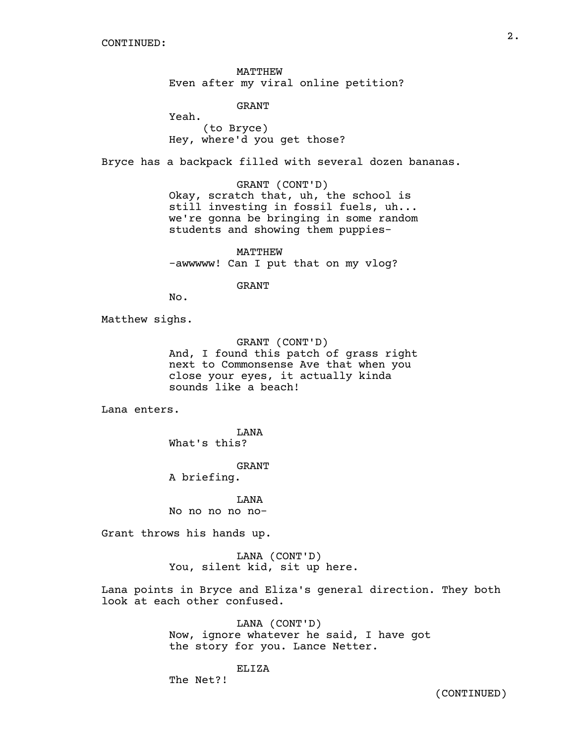CONTINUED:

MATTHEW
Even after my viral online petition?

GRANT
Yeah.
(to Bryce)
Hey, where'd you get those?

Bryce has a backpack filled with several dozen bananas.

GRANT (CONT'D)
Okay, scratch that, uh, the school is still investing in fossil fuels, uh... we're gonna be bringing in some random students and showing them puppies-

MATTHEW
-awwwww! Can I put that on my vlog?

GRANT
No.

Matthew sighs.

GRANT (CONT'D)
And, I found this patch of grass right next to Commonsense Ave that when you close your eyes, it actually kinda sounds like a beach!

Lana enters.

LANA
What's this?

GRANT
A briefing.

LANA
No no no no no-

Grant throws his hands up.

LANA (CONT'D)
You, silent kid, sit up here.

Lana points in Bryce and Eliza's general direction. They both look at each other confused.

LANA (CONT'D)
Now, ignore whatever he said, I have got the story for you. Lance Netter.

ELIZA
The Net?!

(CONTINUED)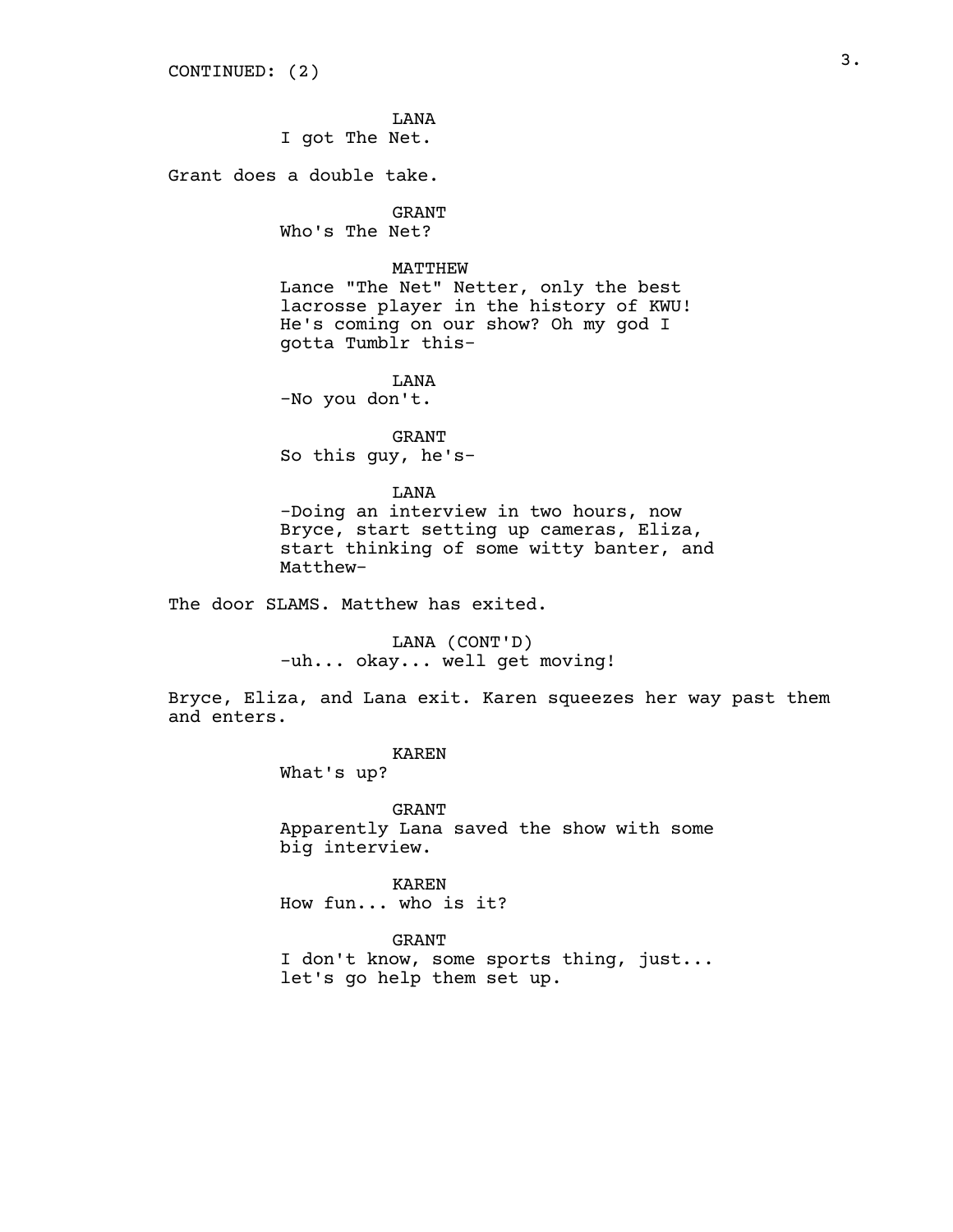CONTINUED: (2)

LANA
I got The Net.

Grant does a double take.

GRANT
Who's The Net?

MATTHEW
Lance "The Net" Netter, only the best lacrosse player in the history of KWU! He's coming on our show? Oh my god I gotta Tumblr this-

LANA
-No you don't.

GRANT
So this guy, he's-

LANA
-Doing an interview in two hours, now Bryce, start setting up cameras, Eliza, start thinking of some witty banter, and Matthew-

The door SLAMS. Matthew has exited.

LANA (CONT'D)
-uh... okay... well get moving!

Bryce, Eliza, and Lana exit. Karen squeezes her way past them and enters.

KAREN
What's up?

GRANT
Apparently Lana saved the show with some big interview.

KAREN
How fun... who is it?

GRANT
I don't know, some sports thing, just... let's go help them set up.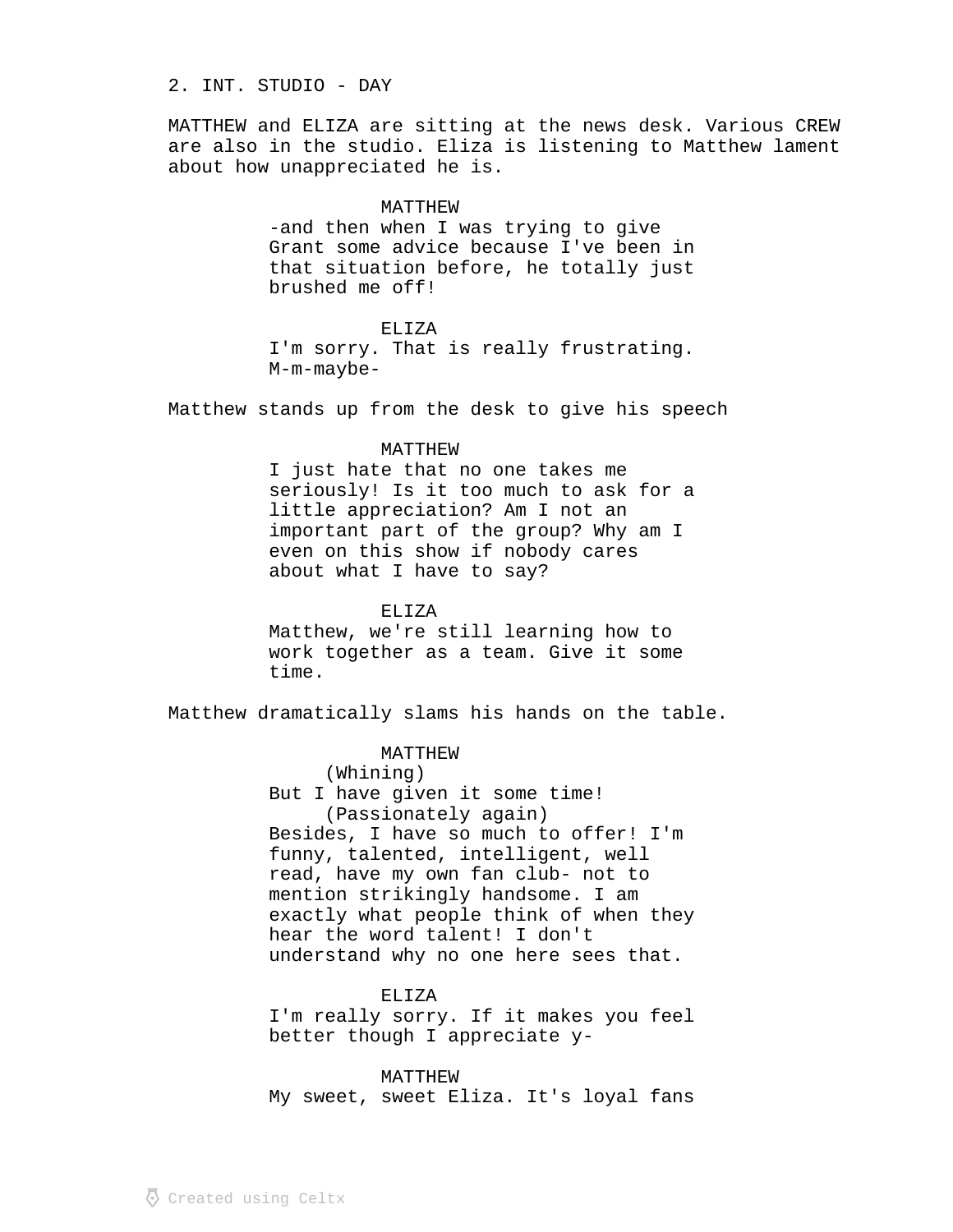2. INT. STUDIO - DAY

MATTHEW and ELIZA are sitting at the news desk. Various CREW are also in the studio. Eliza is listening to Matthew lament about how unappreciated he is.

MATTHEW
-and then when I was trying to give Grant some advice because I've been in that situation before, he totally just brushed me off!

ELIZA
I'm sorry. That is really frustrating. M-m-maybe-

Matthew stands up from the desk to give his speech

MATTHEW
I just hate that no one takes me seriously! Is it too much to ask for a little appreciation? Am I not an important part of the group? Why am I even on this show if nobody cares about what I have to say?

ELIZA
Matthew, we're still learning how to work together as a team. Give it some time.

Matthew dramatically slams his hands on the table.

MATTHEW
(Whining)
But I have given it some time!
(Passionately again)
Besides, I have so much to offer! I'm funny, talented, intelligent, well read, have my own fan club- not to mention strikingly handsome. I am exactly what people think of when they hear the word talent! I don't understand why no one here sees that.

ELIZA
I'm really sorry. If it makes you feel better though I appreciate y-

MATTHEW
My sweet, sweet Eliza. It's loyal fans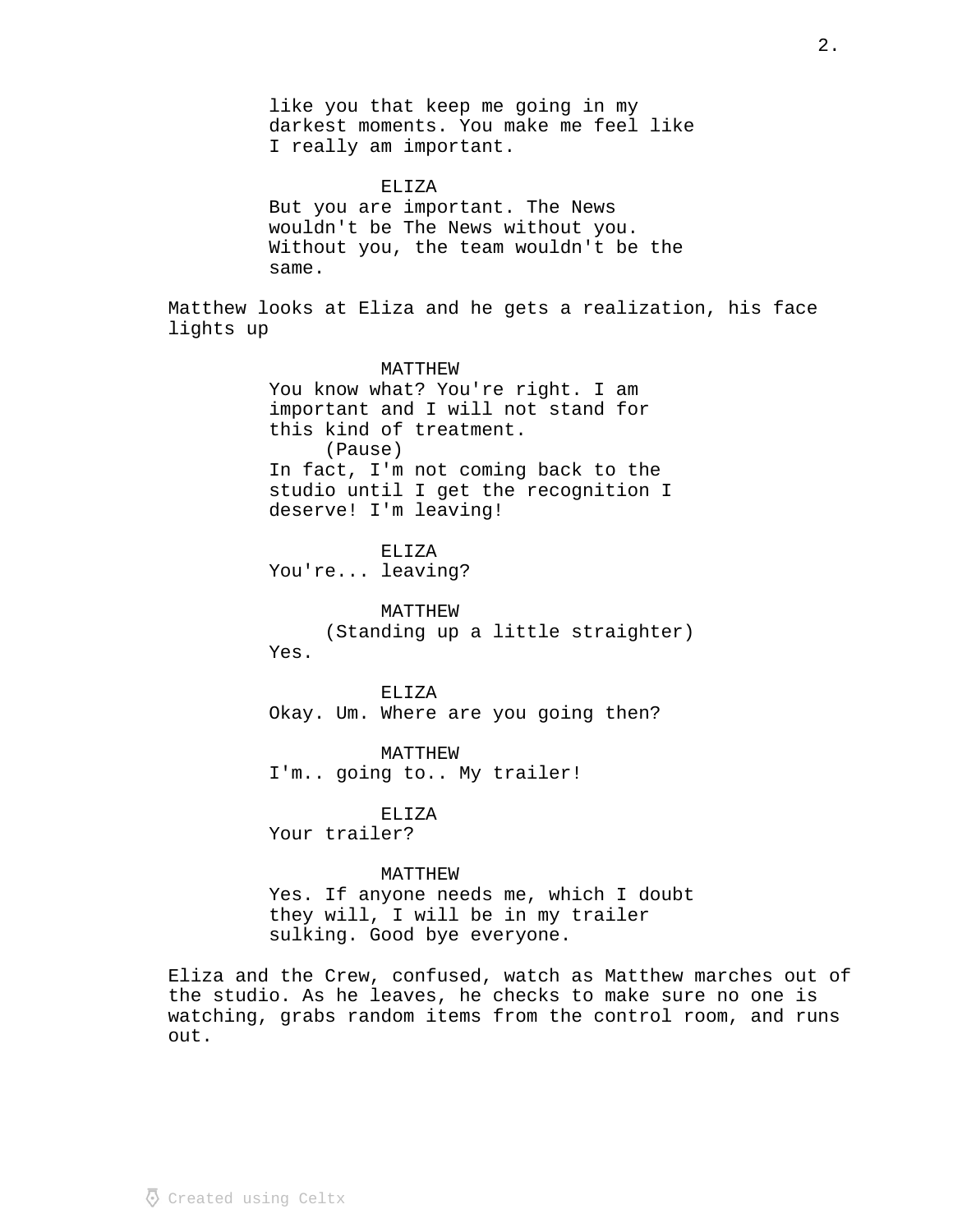like you that keep me going in my darkest moments. You make me feel like I really am important.

ELIZA
But you are important. The News wouldn't be The News without you. Without you, the team wouldn't be the same.

Matthew looks at Eliza and he gets a realization, his face lights up

MATTHEW
You know what? You're right. I am important and I will not stand for this kind of treatment.
(Pause)
In fact, I'm not coming back to the studio until I get the recognition I deserve! I'm leaving!

ELIZA
You're... leaving?

MATTHEW
(Standing up a little straighter)
Yes.

ELIZA
Okay. Um. Where are you going then?

MATTHEW
I'm.. going to.. My trailer!

ELIZA
Your trailer?

MATTHEW
Yes. If anyone needs me, which I doubt they will, I will be in my trailer sulking. Good bye everyone.

Eliza and the Crew, confused, watch as Matthew marches out of the studio. As he leaves, he checks to make sure no one is watching, grabs random items from the control room, and runs out.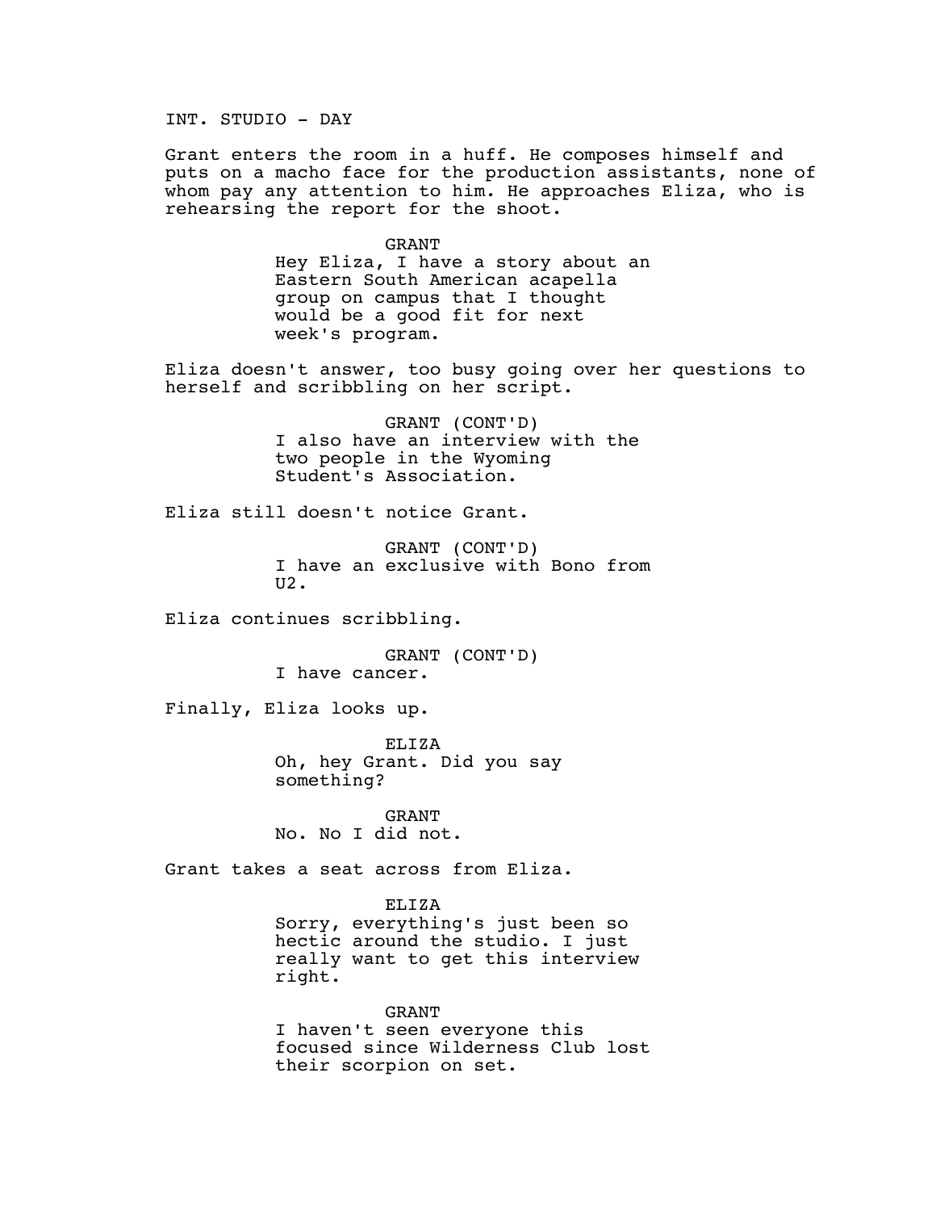INT. STUDIO - DAY

Grant enters the room in a huff. He composes himself and puts on a macho face for the production assistants, none of whom pay any attention to him. He approaches Eliza, who is rehearsing the report for the shoot.

GRANT
Hey Eliza, I have a story about an Eastern South American acapella group on campus that I thought would be a good fit for next week's program.

Eliza doesn't answer, too busy going over her questions to herself and scribbling on her script.

GRANT (CONT'D)
I also have an interview with the two people in the Wyoming Student's Association.

Eliza still doesn't notice Grant.

GRANT (CONT'D)
I have an exclusive with Bono from U2.

Eliza continues scribbling.

GRANT (CONT'D)
I have cancer.

Finally, Eliza looks up.

ELIZA
Oh, hey Grant. Did you say something?

GRANT
No. No I did not.

Grant takes a seat across from Eliza.

ELIZA
Sorry, everything's just been so hectic around the studio. I just really want to get this interview right.

GRANT
I haven't seen everyone this focused since Wilderness Club lost their scorpion on set.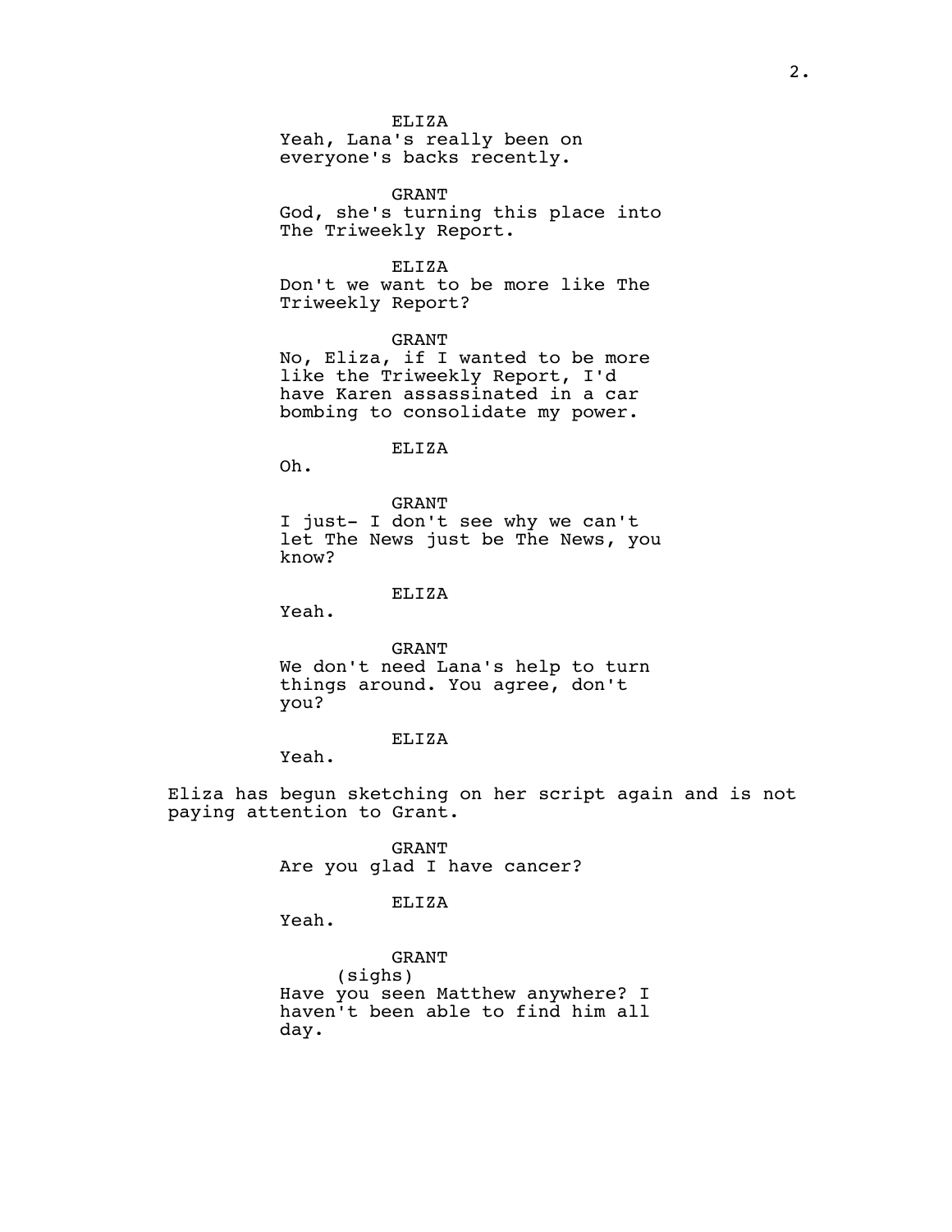ELIZA

Yeah, Lana's really been on everyone's backs recently.

GRANT

God, she's turning this place into The Triweekly Report.

ELIZA

Don't we want to be more like The Triweekly Report?

GRANT

No, Eliza, if I wanted to be more like the Triweekly Report, I'd have Karen assassinated in a car bombing to consolidate my power.

ELIZA

Oh.

GRANT

I just- I don't see why we can't let The News just be The News, you know?

ELIZA

Yeah.

GRANT

We don't need Lana's help to turn things around. You agree, don't you?

ELIZA

Yeah.

Eliza has begun sketching on her script again and is not paying attention to Grant.

GRANT

Are you glad I have cancer?

ELIZA

Yeah.

GRANT

(sighs)

Have you seen Matthew anywhere? I haven't been able to find him all day.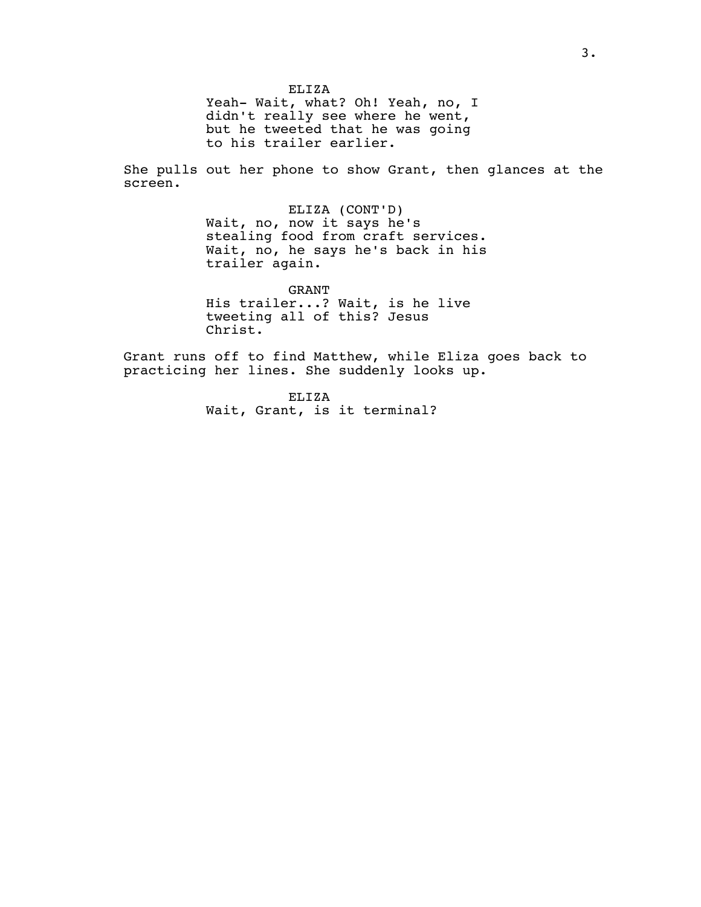ELIZA

Yeah- Wait, what? Oh! Yeah, no, I didn't really see where he went, but he tweeted that he was going to his trailer earlier.

She pulls out her phone to show Grant, then glances at the screen.

ELIZA (CONT'D)

Wait, no, now it says he's stealing food from craft services. Wait, no, he says he's back in his trailer again.

GRANT

His trailer...? Wait, is he live tweeting all of this? Jesus Christ.

Grant runs off to find Matthew, while Eliza goes back to practicing her lines. She suddenly looks up.

ELIZA

Wait, Grant, is it terminal?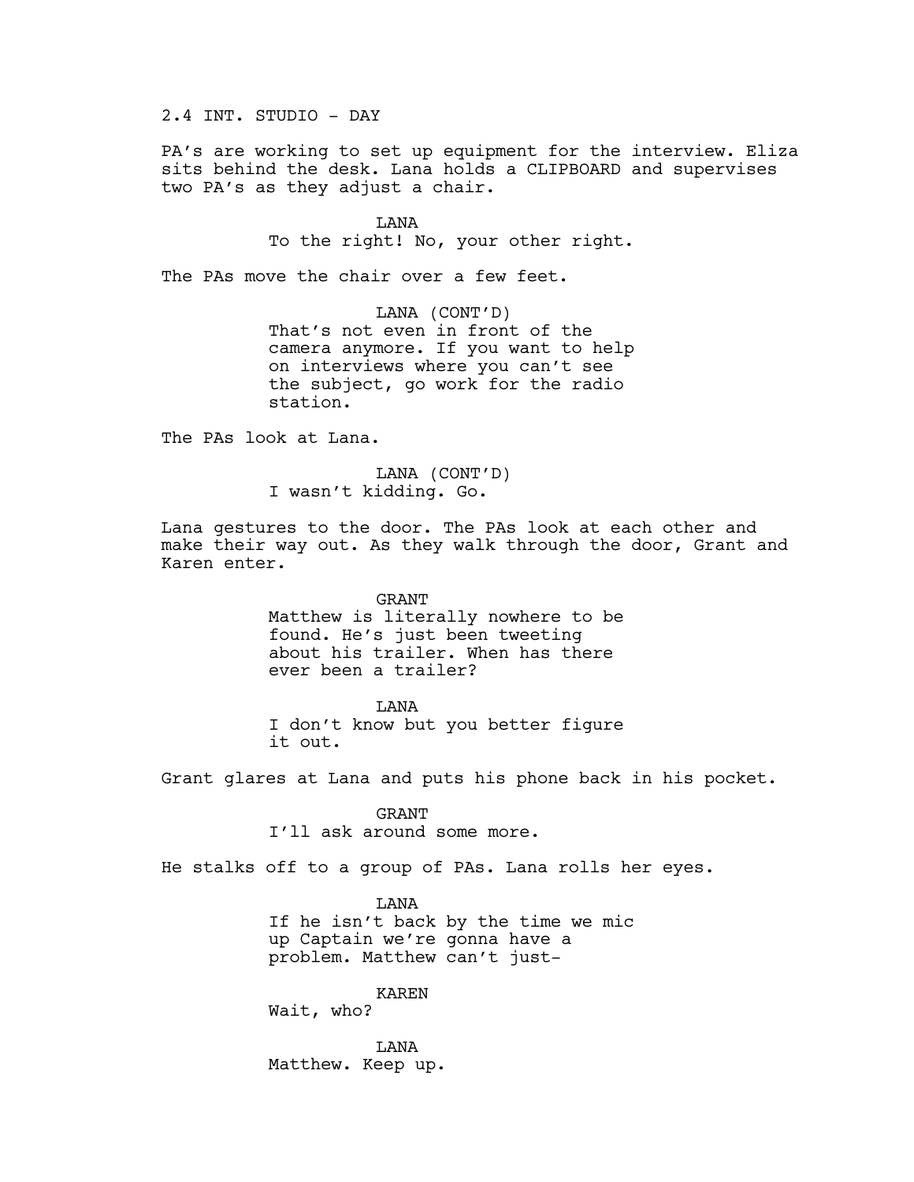2.4 INT. STUDIO - DAY

PA's are working to set up equipment for the interview. Eliza sits behind the desk. Lana holds a CLIPBOARD and supervises two PA's as they adjust a chair.

LANA
To the right! No, your other right.

The PAs move the chair over a few feet.

LANA (CONT'D)
That's not even in front of the camera anymore. If you want to help on interviews where you can't see the subject, go work for the radio station.

The PAs look at Lana.

LANA (CONT'D)
I wasn't kidding. Go.

Lana gestures to the door. The PAs look at each other and make their way out. As they walk through the door, Grant and Karen enter.

GRANT
Matthew is literally nowhere to be found. He's just been tweeting about his trailer. When has there ever been a trailer?

LANA
I don't know but you better figure it out.

Grant glares at Lana and puts his phone back in his pocket.

GRANT
I'll ask around some more.

He stalks off to a group of PAs. Lana rolls her eyes.

LANA
If he isn't back by the time we mic up Captain we're gonna have a problem. Matthew can't just-

KAREN
Wait, who?

LANA
Matthew. Keep up.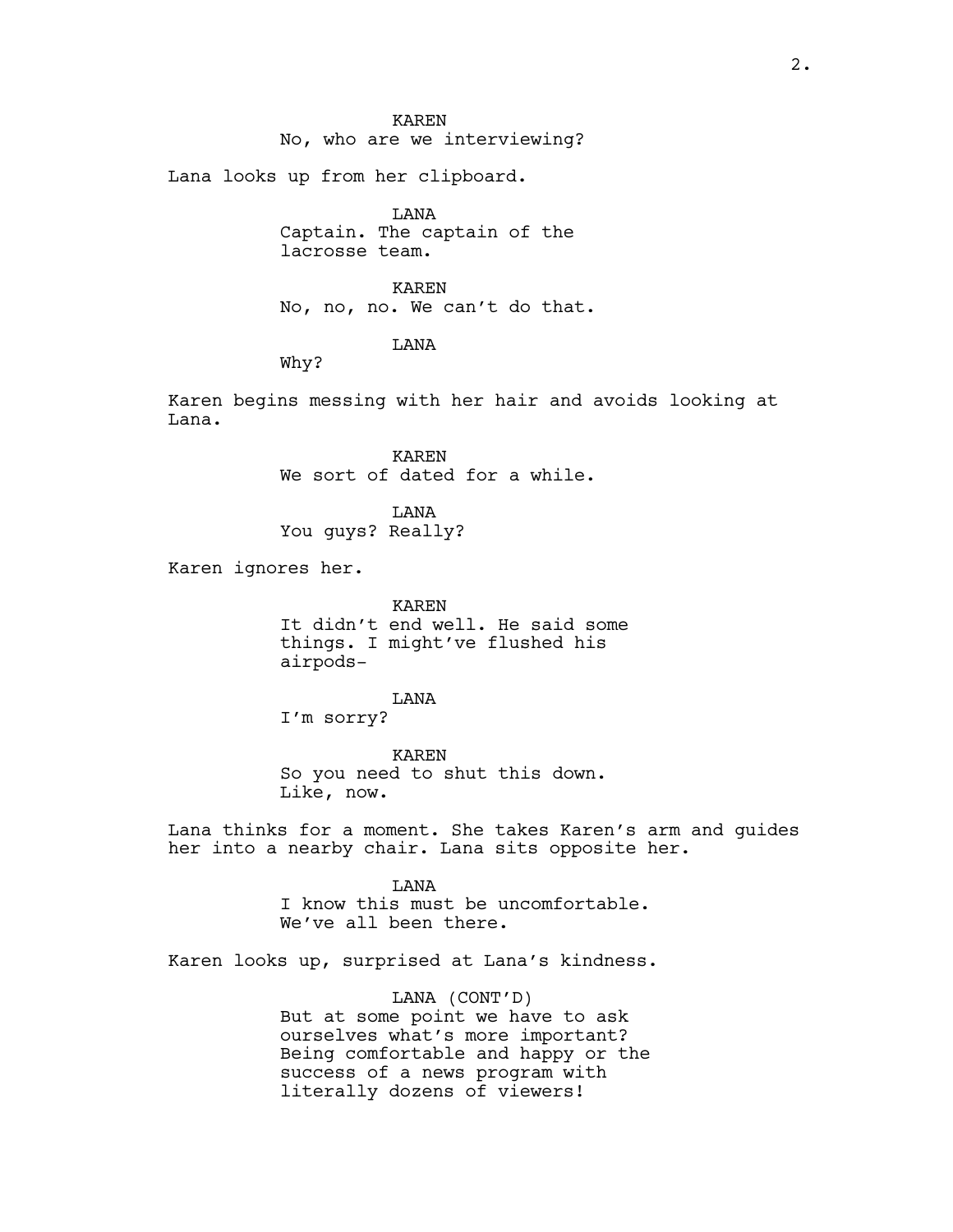KAREN
No, who are we interviewing?

Lana looks up from her clipboard.

LANA
Captain. The captain of the lacrosse team.

KAREN
No, no, no. We can't do that.

LANA
Why?

Karen begins messing with her hair and avoids looking at Lana.

KAREN
We sort of dated for a while.

LANA
You guys? Really?

Karen ignores her.

KAREN
It didn't end well. He said some things. I might've flushed his airpods-

LANA
I'm sorry?

KAREN
So you need to shut this down. Like, now.

Lana thinks for a moment. She takes Karen's arm and guides her into a nearby chair. Lana sits opposite her.

LANA
I know this must be uncomfortable. We've all been there.

Karen looks up, surprised at Lana's kindness.

LANA (CONT'D)
But at some point we have to ask ourselves what's more important? Being comfortable and happy or the success of a news program with literally dozens of viewers!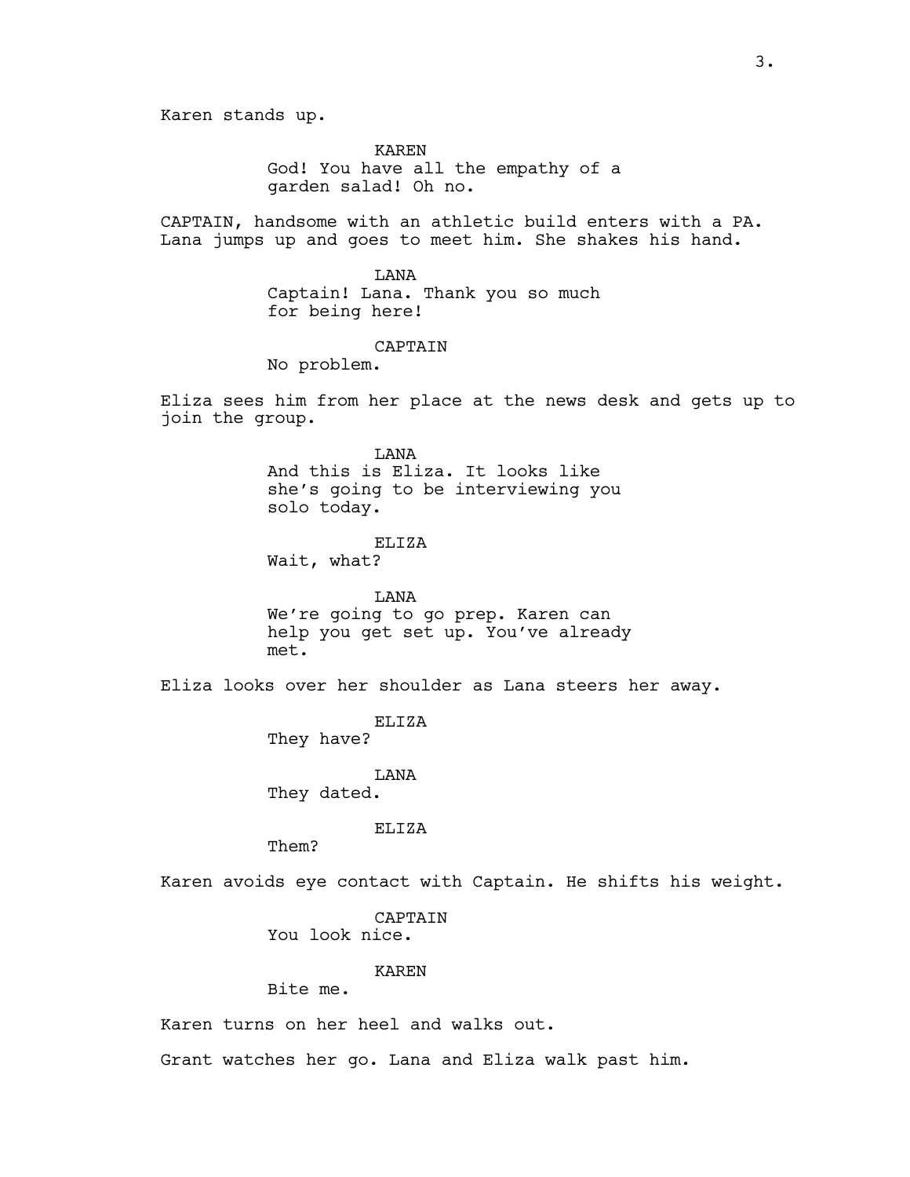Karen stands up.

KAREN
God! You have all the empathy of a garden salad! Oh no.

CAPTAIN, handsome with an athletic build enters with a PA. Lana jumps up and goes to meet him. She shakes his hand.

LANA
Captain! Lana. Thank you so much for being here!

CAPTAIN
No problem.

Eliza sees him from her place at the news desk and gets up to join the group.

LANA
And this is Eliza. It looks like she's going to be interviewing you solo today.

ELIZA
Wait, what?

LANA
We're going to go prep. Karen can help you get set up. You've already met.

Eliza looks over her shoulder as Lana steers her away.

ELIZA
They have?

LANA
They dated.

ELIZA
Them?

Karen avoids eye contact with Captain. He shifts his weight.

CAPTAIN
You look nice.

KAREN
Bite me.

Karen turns on her heel and walks out.

Grant watches her go. Lana and Eliza walk past him.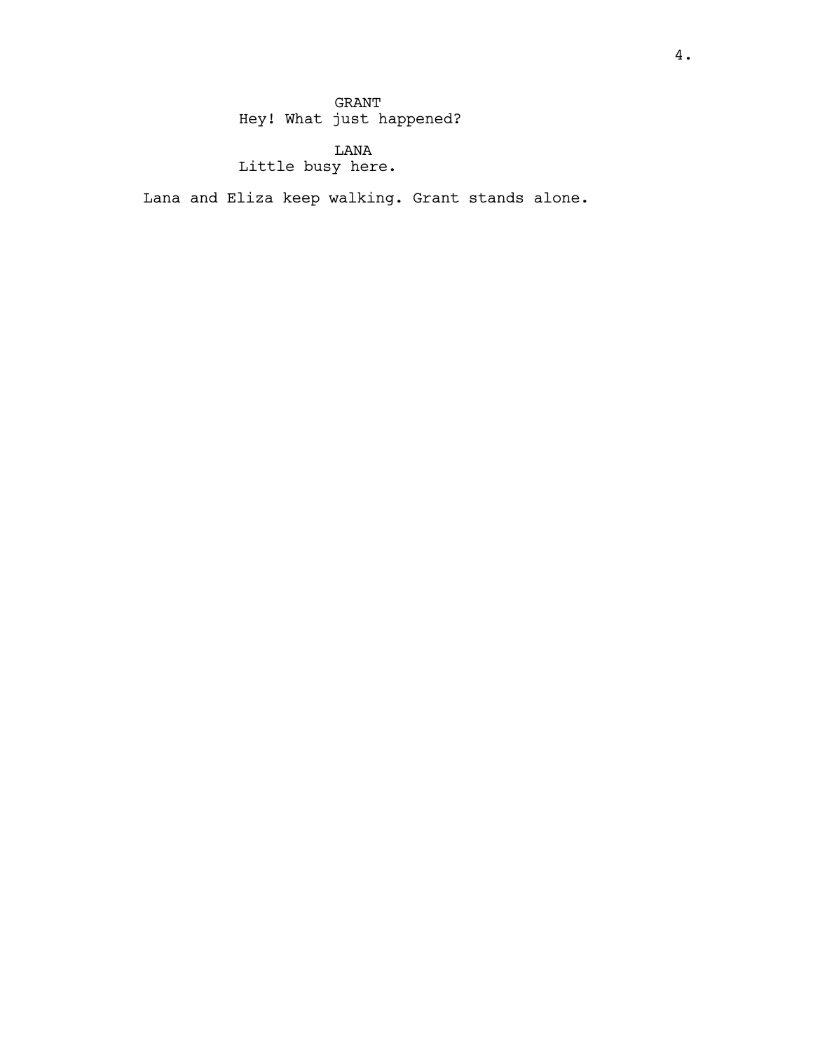GRANT
Hey! What just happened?

LANA
Little busy here.

Lana and Eliza keep walking. Grant stands alone.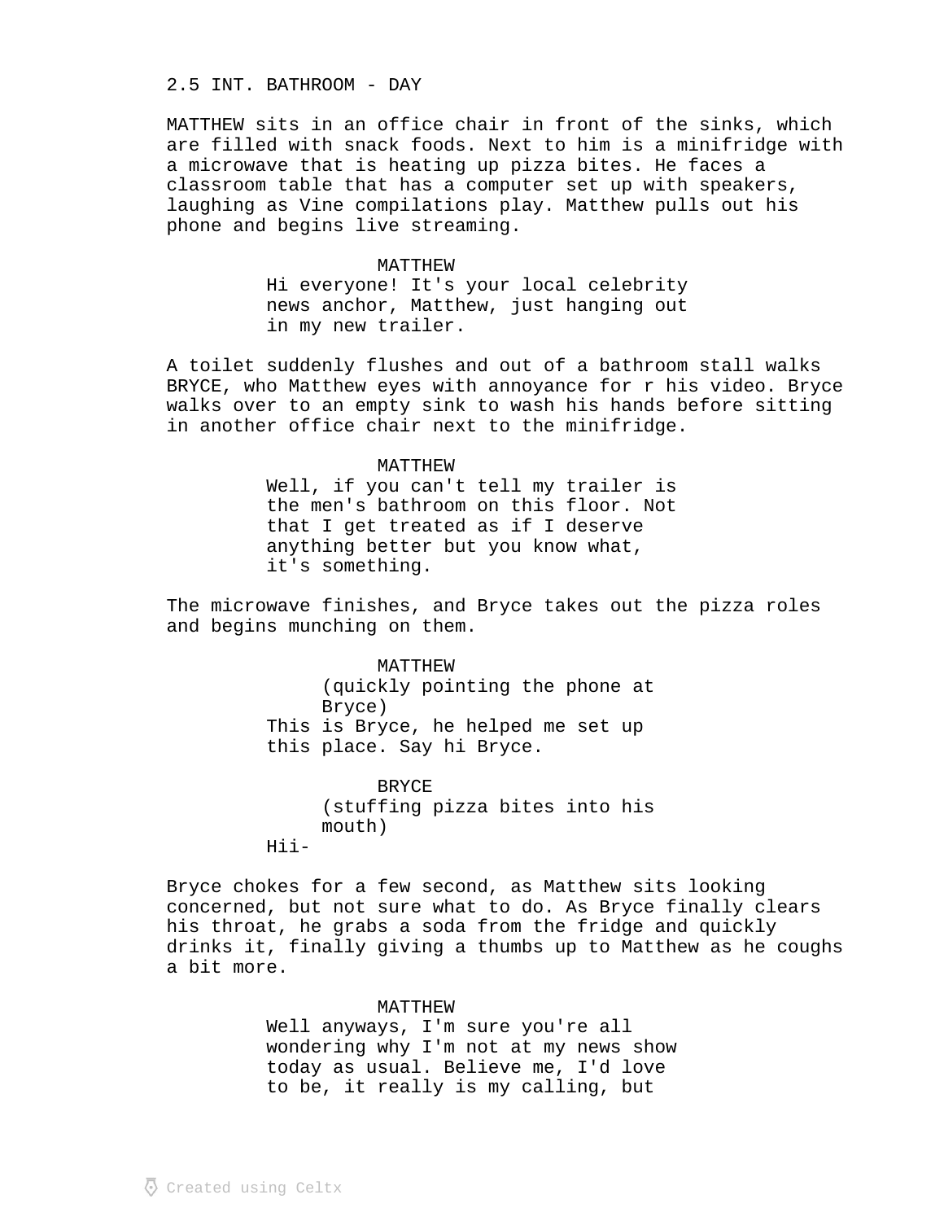2.5 INT. BATHROOM - DAY

MATTHEW sits in an office chair in front of the sinks, which are filled with snack foods. Next to him is a minifridge with a microwave that is heating up pizza bites. He faces a classroom table that has a computer set up with speakers, laughing as Vine compilations play. Matthew pulls out his phone and begins live streaming.

MATTHEW
Hi everyone! It's your local celebrity news anchor, Matthew, just hanging out in my new trailer.

A toilet suddenly flushes and out of a bathroom stall walks BRYCE, who Matthew eyes with annoyance for r his video. Bryce walks over to an empty sink to wash his hands before sitting in another office chair next to the minifridge.

MATTHEW
Well, if you can't tell my trailer is the men's bathroom on this floor. Not that I get treated as if I deserve anything better but you know what, it's something.

The microwave finishes, and Bryce takes out the pizza roles and begins munching on them.

MATTHEW
(quickly pointing the phone at Bryce)
This is Bryce, he helped me set up this place. Say hi Bryce.

BRYCE
(stuffing pizza bites into his mouth)
Hii-

Bryce chokes for a few second, as Matthew sits looking concerned, but not sure what to do. As Bryce finally clears his throat, he grabs a soda from the fridge and quickly drinks it, finally giving a thumbs up to Matthew as he coughs a bit more.

MATTHEW
Well anyways, I'm sure you're all wondering why I'm not at my news show today as usual. Believe me, I'd love to be, it really is my calling, but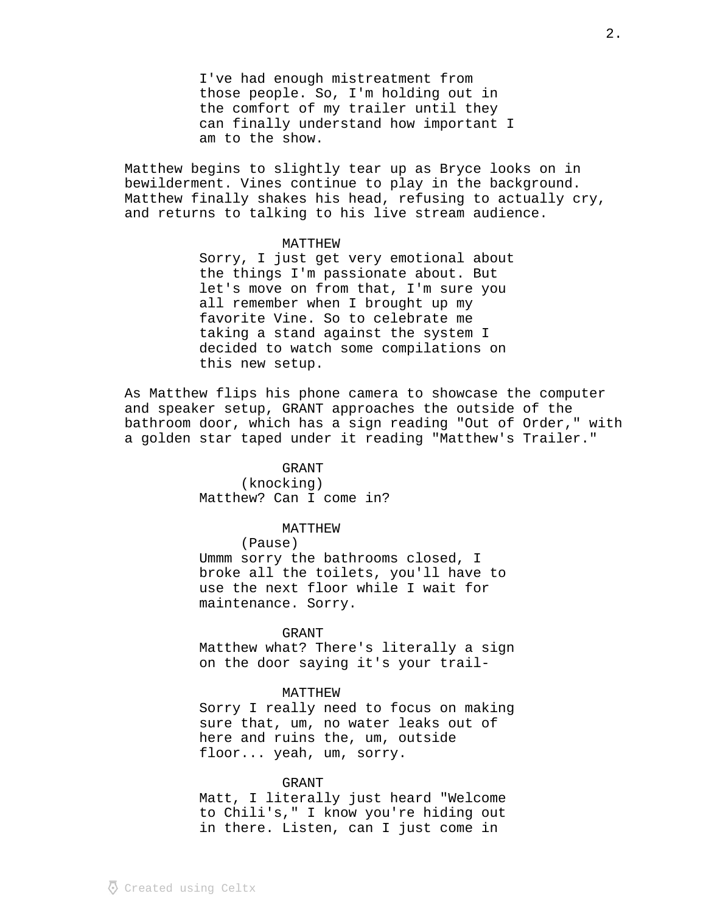I've had enough mistreatment from those people. So, I'm holding out in the comfort of my trailer until they can finally understand how important I am to the show.

Matthew begins to slightly tear up as Bryce looks on in bewilderment. Vines continue to play in the background. Matthew finally shakes his head, refusing to actually cry, and returns to talking to his live stream audience.

MATTHEW

Sorry, I just get very emotional about the things I'm passionate about. But let's move on from that, I'm sure you all remember when I brought up my favorite Vine. So to celebrate me taking a stand against the system I decided to watch some compilations on this new setup.

As Matthew flips his phone camera to showcase the computer and speaker setup, GRANT approaches the outside of the bathroom door, which has a sign reading "Out of Order," with a golden star taped under it reading "Matthew's Trailer."

GRANT

(knocking)

Matthew? Can I come in?

MATTHEW

(Pause)

Ummm sorry the bathrooms closed, I broke all the toilets, you'll have to use the next floor while I wait for maintenance. Sorry.

GRANT

Matthew what? There's literally a sign on the door saying it's your trail-

MATTHEW

Sorry I really need to focus on making sure that, um, no water leaks out of here and ruins the, um, outside floor... yeah, um, sorry.

GRANT

Matt, I literally just heard "Welcome to Chili's," I know you're hiding out in there. Listen, can I just come in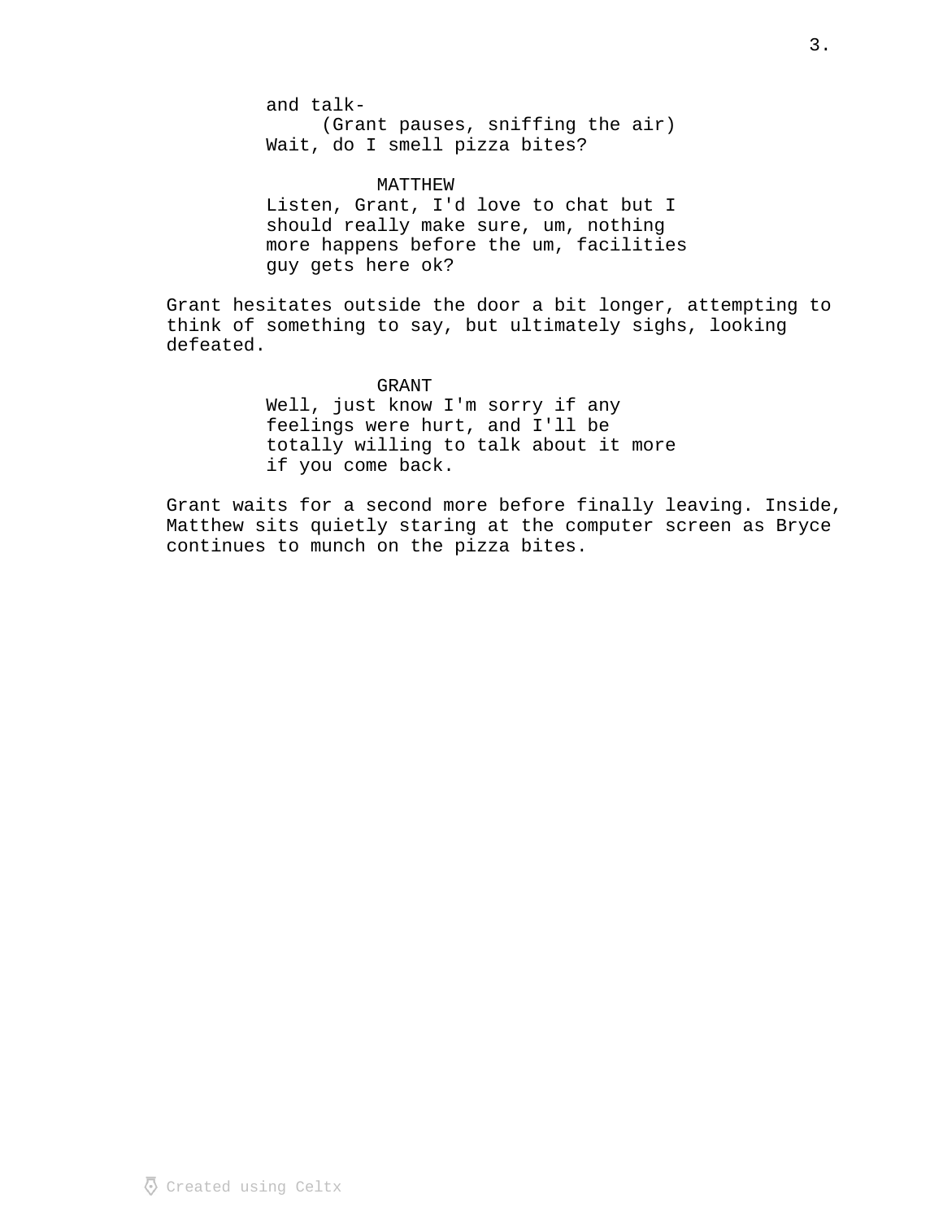and talk-
(Grant pauses, sniffing the air)
Wait, do I smell pizza bites?

MATTHEW
Listen, Grant, I'd love to chat but I should really make sure, um, nothing more happens before the um, facilities guy gets here ok?

Grant hesitates outside the door a bit longer, attempting to think of something to say, but ultimately sighs, looking defeated.

GRANT
Well, just know I'm sorry if any feelings were hurt, and I'll be totally willing to talk about it more if you come back.

Grant waits for a second more before finally leaving. Inside, Matthew sits quietly staring at the computer screen as Bryce continues to munch on the pizza bites.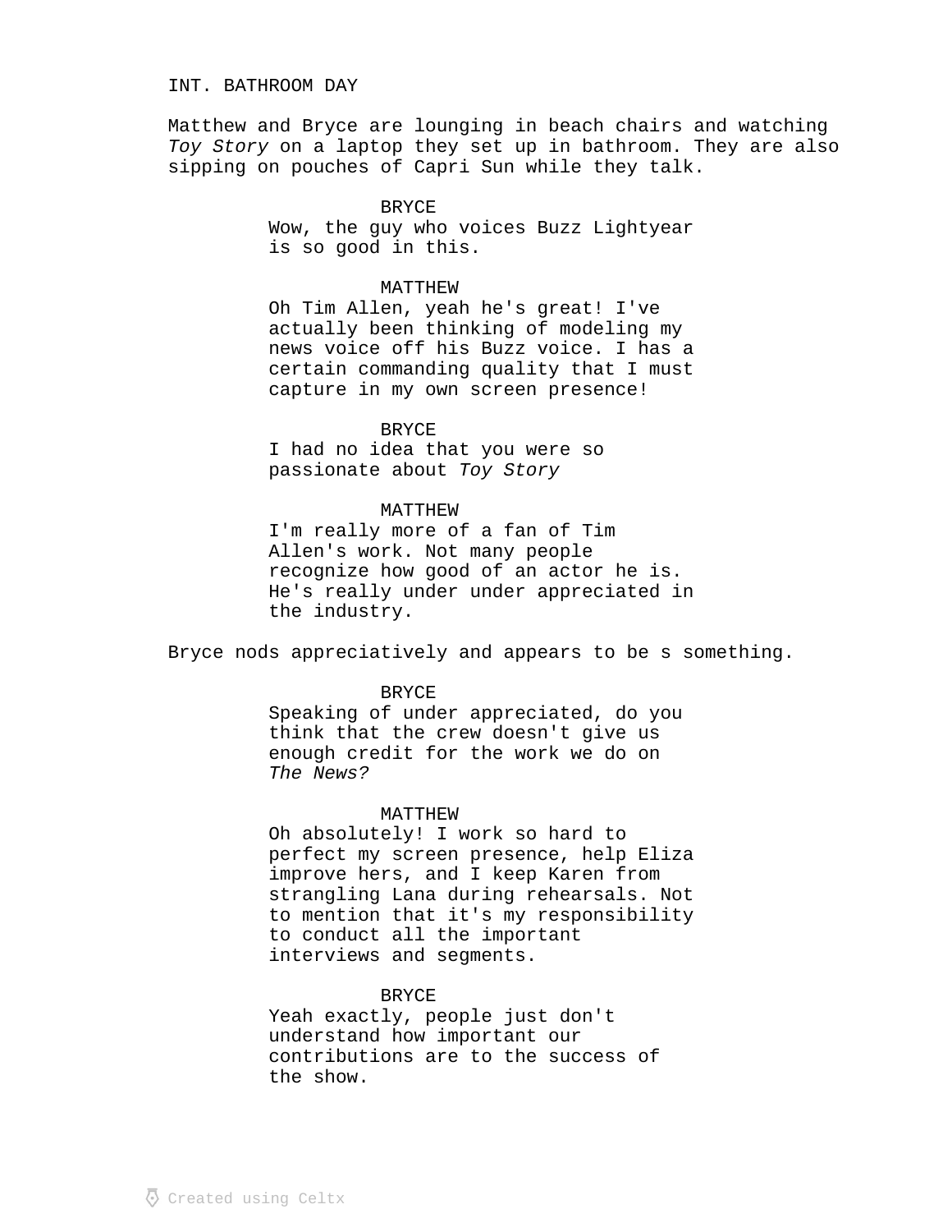INT. BATHROOM DAY

Matthew and Bryce are lounging in beach chairs and watching *Toy Story* on a laptop they set up in bathroom. They are also sipping on pouches of Capri Sun while they talk.

BRYCE
Wow, the guy who voices Buzz Lightyear is so good in this.

MATTHEW
Oh Tim Allen, yeah he's great! I've actually been thinking of modeling my news voice off his Buzz voice. I has a certain commanding quality that I must capture in my own screen presence!

BRYCE
I had no idea that you were so passionate about *Toy Story*

MATTHEW
I'm really more of a fan of Tim Allen's work. Not many people recognize how good of an actor he is. He's really under under appreciated in the industry.

Bryce nods appreciatively and appears to be s something.

BRYCE
Speaking of under appreciated, do you think that the crew doesn't give us enough credit for the work we do on *The News?*

MATTHEW
Oh absolutely! I work so hard to perfect my screen presence, help Eliza improve hers, and I keep Karen from strangling Lana during rehearsals. Not to mention that it's my responsibility to conduct all the important interviews and segments.

BRYCE
Yeah exactly, people just don't understand how important our contributions are to the success of the show.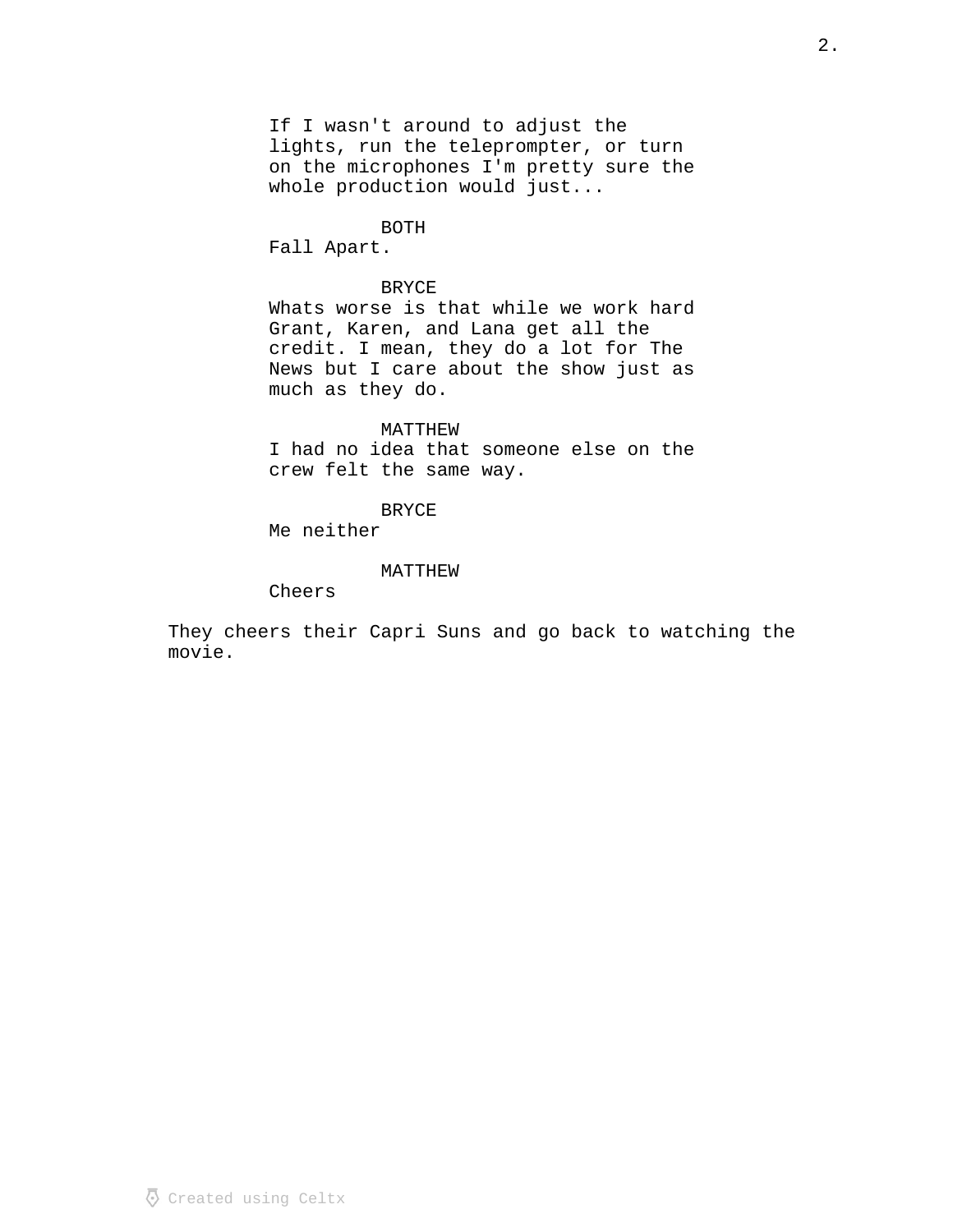If I wasn't around to adjust the lights, run the teleprompter, or turn on the microphones I'm pretty sure the whole production would just...

BOTH
Fall Apart.

BRYCE
Whats worse is that while we work hard Grant, Karen, and Lana get all the credit. I mean, they do a lot for The News but I care about the show just as much as they do.

MATTHEW
I had no idea that someone else on the crew felt the same way.

BRYCE
Me neither

MATTHEW
Cheers

They cheers their Capri Suns and go back to watching the movie.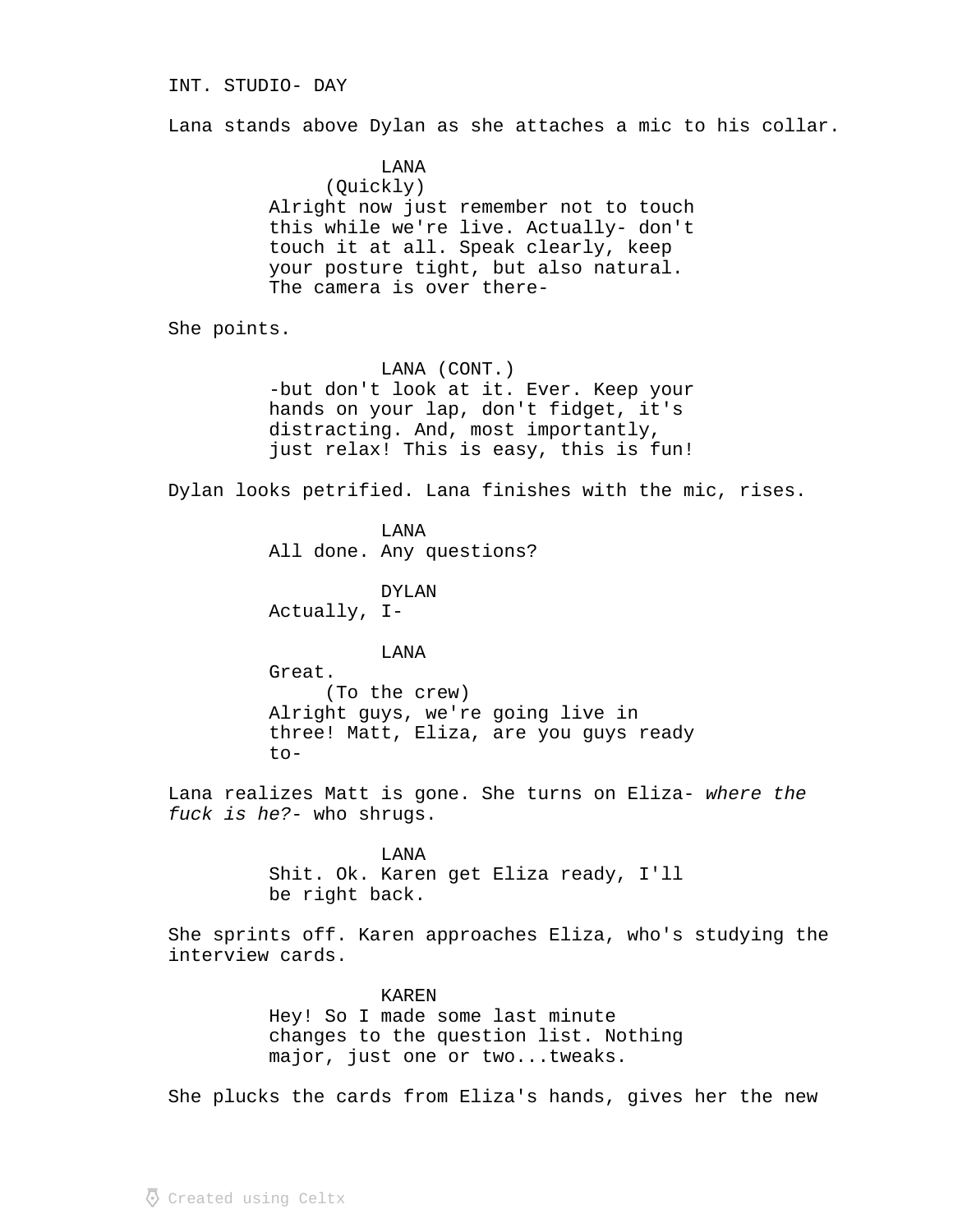INT. STUDIO- DAY

Lana stands above Dylan as she attaches a mic to his collar.

LANA
(Quickly)
Alright now just remember not to touch this while we're live. Actually- don't touch it at all. Speak clearly, keep your posture tight, but also natural. The camera is over there-

She points.

LANA (CONT.)
-but don't look at it. Ever. Keep your hands on your lap, don't fidget, it's distracting. And, most importantly, just relax! This is easy, this is fun!

Dylan looks petrified. Lana finishes with the mic, rises.

LANA
All done. Any questions?

DYLAN
Actually, I-

LANA
Great.
(To the crew)
Alright guys, we're going live in three! Matt, Eliza, are you guys ready to-

Lana realizes Matt is gone. She turns on Eliza- *where the fuck is he?*- who shrugs.

LANA
Shit. Ok. Karen get Eliza ready, I'll be right back.

She sprints off. Karen approaches Eliza, who's studying the interview cards.

KAREN
Hey! So I made some last minute changes to the question list. Nothing major, just one or two...tweaks.

She plucks the cards from Eliza's hands, gives her the new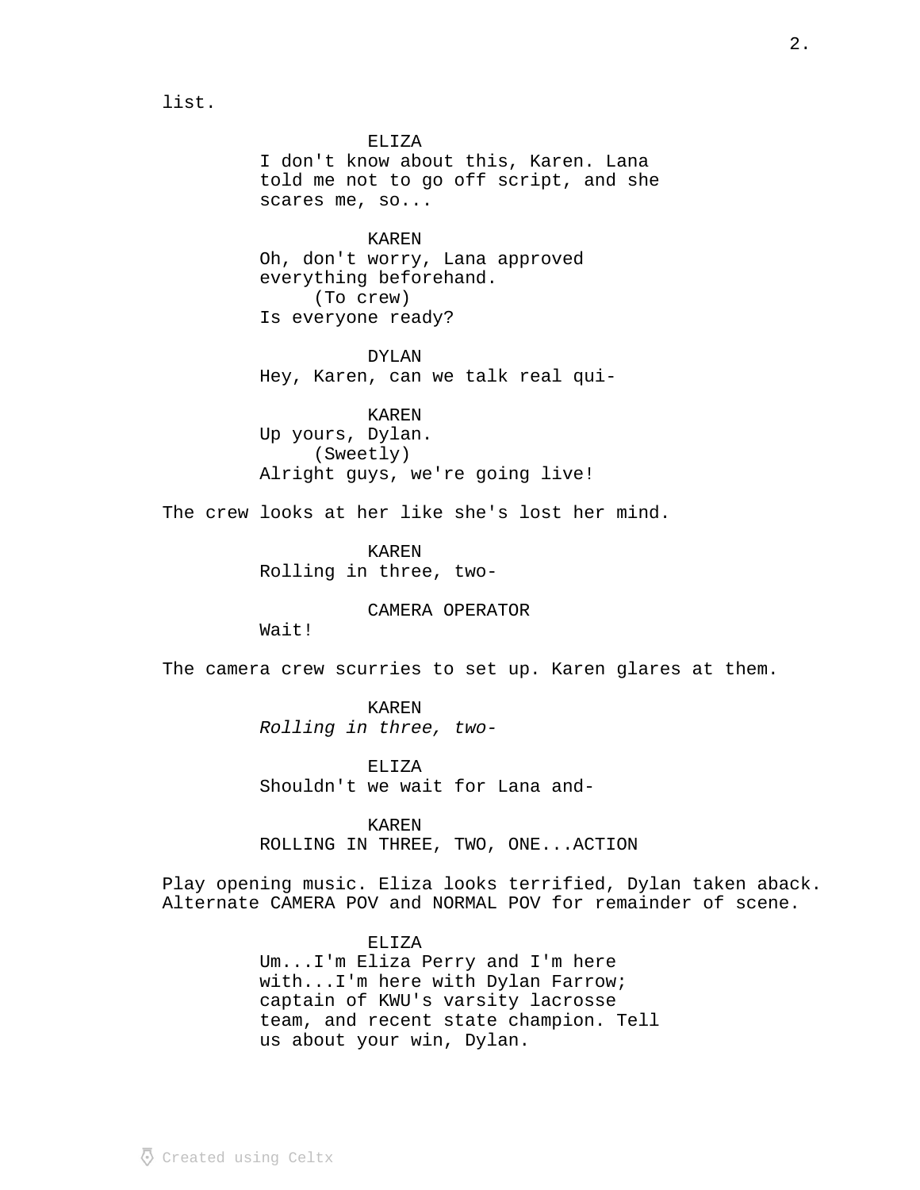list.

ELIZA
I don't know about this, Karen. Lana told me not to go off script, and she scares me, so...

KAREN
Oh, don't worry, Lana approved everything beforehand.
(To crew)
Is everyone ready?

DYLAN
Hey, Karen, can we talk real qui-

KAREN
Up yours, Dylan.
(Sweetly)
Alright guys, we're going live!

The crew looks at her like she's lost her mind.

KAREN
Rolling in three, two-

CAMERA OPERATOR
Wait!

The camera crew scurries to set up. Karen glares at them.

KAREN
*Rolling in three, two-*

ELIZA
Shouldn't we wait for Lana and-

KAREN
ROLLING IN THREE, TWO, ONE...ACTION

Play opening music. Eliza looks terrified, Dylan taken aback. Alternate CAMERA POV and NORMAL POV for remainder of scene.

ELIZA
Um...I'm Eliza Perry and I'm here with...I'm here with Dylan Farrow; captain of KWU's varsity lacrosse team, and recent state champion. Tell us about your win, Dylan.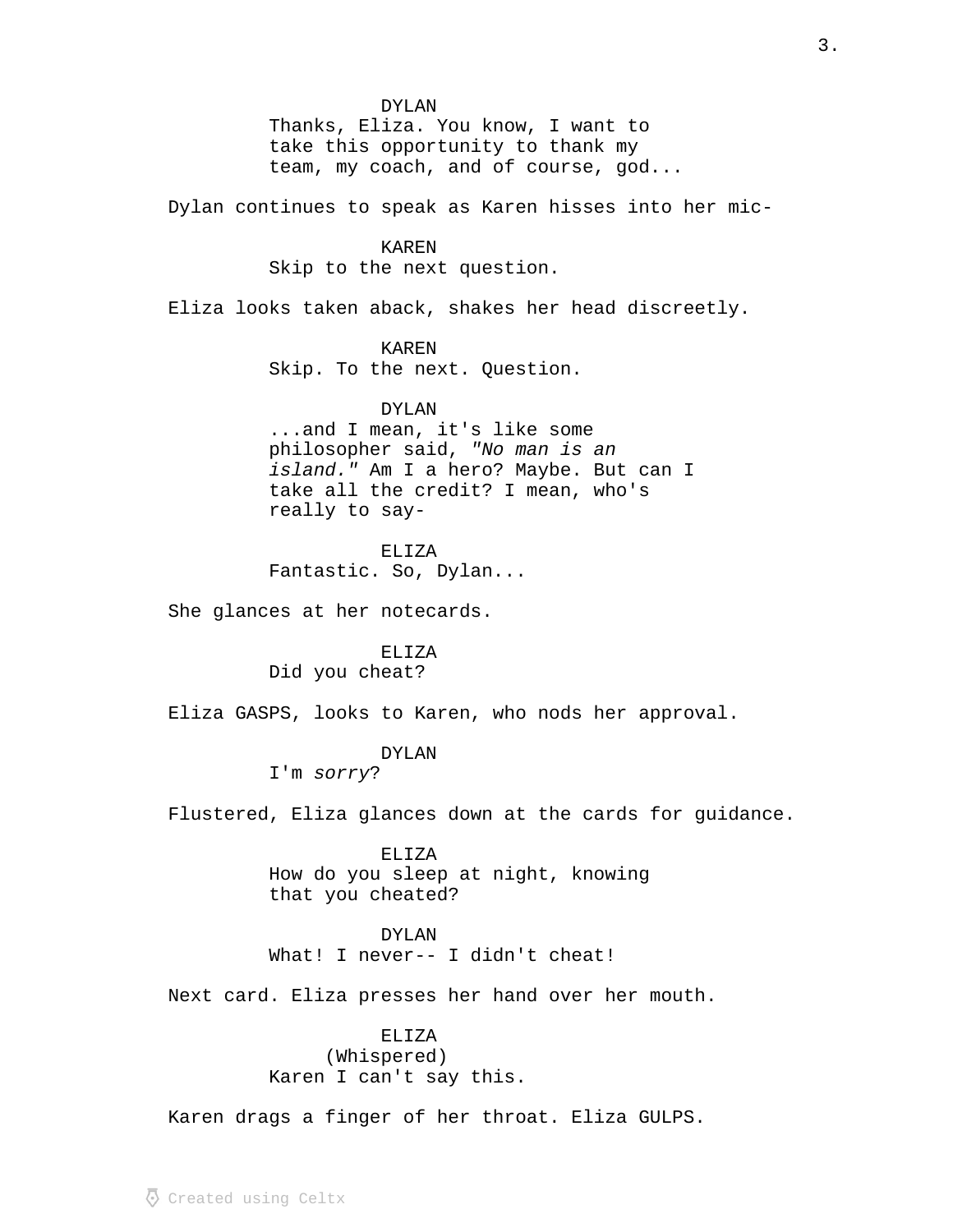DYLAN
Thanks, Eliza. You know, I want to take this opportunity to thank my team, my coach, and of course, god...

Dylan continues to speak as Karen hisses into her mic-

KAREN
Skip to the next question.

Eliza looks taken aback, shakes her head discreetly.

KAREN
Skip. To the next. Question.

DYLAN
...and I mean, it's like some philosopher said, *"No man is an island."* Am I a hero? Maybe. But can I take all the credit? I mean, who's really to say-

ELIZA
Fantastic. So, Dylan...

She glances at her notecards.

ELIZA
Did you cheat?

Eliza GASPS, looks to Karen, who nods her approval.

DYLAN
I'm *sorry*?

Flustered, Eliza glances down at the cards for guidance.

ELIZA
How do you sleep at night, knowing that you cheated?

DYLAN
What! I never-- I didn't cheat!

Next card. Eliza presses her hand over her mouth.

ELIZA
(Whispered)
Karen I can't say this.

Karen drags a finger of her throat. Eliza GULPS.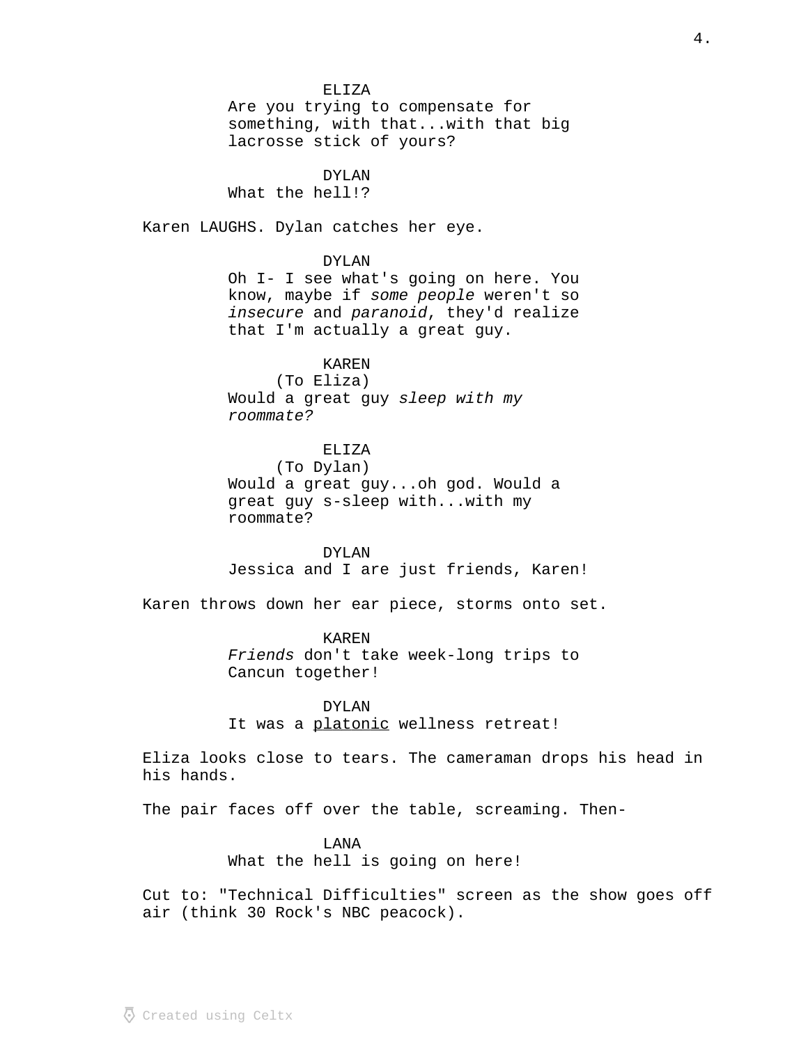ELIZA
Are you trying to compensate for something, with that...with that big lacrosse stick of yours?

DYLAN
What the hell!?

Karen LAUGHS. Dylan catches her eye.

DYLAN
Oh I- I see what's going on here. You know, maybe if *some people* weren't so *insecure* and *paranoid*, they'd realize that I'm actually a great guy.

KAREN
(To Eliza)
Would a great guy *sleep with my roommate?*

ELIZA
(To Dylan)
Would a great guy...oh god. Would a great guy s-sleep with...with my roommate?

DYLAN
Jessica and I are just friends, Karen!

Karen throws down her ear piece, storms onto set.

KAREN
*Friends* don't take week-long trips to Cancun together!

DYLAN
It was a <u>platonic</u> wellness retreat!

Eliza looks close to tears. The cameraman drops his head in his hands.

The pair faces off over the table, screaming. Then-

LANA
What the hell is going on here!

Cut to: "Technical Difficulties" screen as the show goes off air (think 30 Rock's NBC peacock).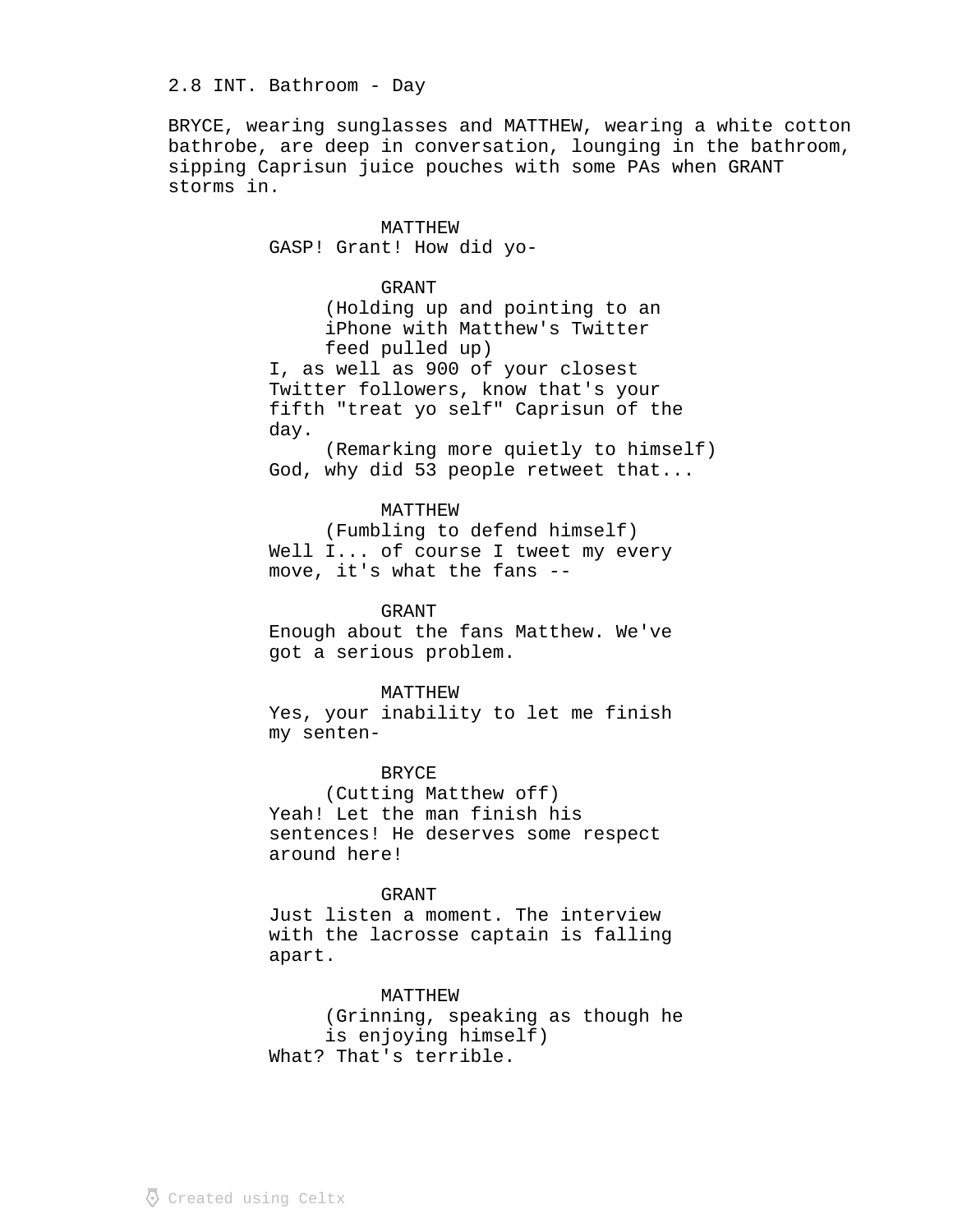2.8 INT. Bathroom - Day

BRYCE, wearing sunglasses and MATTHEW, wearing a white cotton bathrobe, are deep in conversation, lounging in the bathroom, sipping Caprisun juice pouches with some PAs when GRANT storms in.

MATTHEW
GASP! Grant! How did yo-

GRANT
(Holding up and pointing to an iPhone with Matthew's Twitter feed pulled up)
I, as well as 900 of your closest Twitter followers, know that's your fifth "treat yo self" Caprisun of the day.
(Remarking more quietly to himself)
God, why did 53 people retweet that...

MATTHEW
(Fumbling to defend himself)
Well I... of course I tweet my every move, it's what the fans --

GRANT
Enough about the fans Matthew. We've got a serious problem.

MATTHEW
Yes, your inability to let me finish my senten-

BRYCE
(Cutting Matthew off)
Yeah! Let the man finish his sentences! He deserves some respect around here!

GRANT
Just listen a moment. The interview with the lacrosse captain is falling apart.

MATTHEW
(Grinning, speaking as though he is enjoying himself)
What? That's terrible.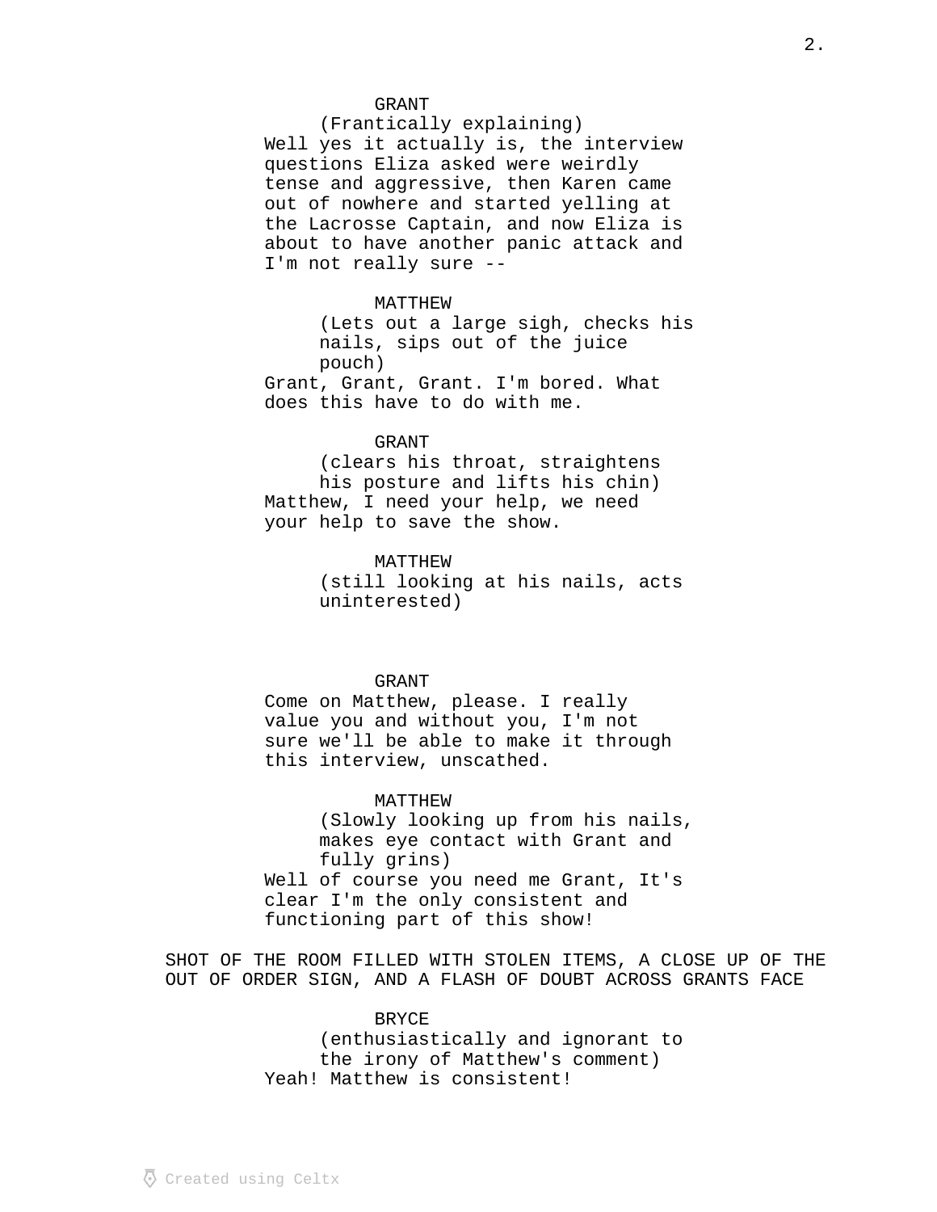GRANT
(Frantically explaining)
Well yes it actually is, the interview questions Eliza asked were weirdly tense and aggressive, then Karen came out of nowhere and started yelling at the Lacrosse Captain, and now Eliza is about to have another panic attack and I'm not really sure --

MATTHEW
(Lets out a large sigh, checks his nails, sips out of the juice pouch)
Grant, Grant, Grant. I'm bored. What does this have to do with me.

GRANT
(clears his throat, straightens his posture and lifts his chin)
Matthew, I need your help, we need your help to save the show.

MATTHEW
(still looking at his nails, acts uninterested)

GRANT
Come on Matthew, please. I really value you and without you, I'm not sure we'll be able to make it through this interview, unscathed.

MATTHEW
(Slowly looking up from his nails, makes eye contact with Grant and fully grins)
Well of course you need me Grant, It's clear I'm the only consistent and functioning part of this show!

SHOT OF THE ROOM FILLED WITH STOLEN ITEMS, A CLOSE UP OF THE OUT OF ORDER SIGN, AND A FLASH OF DOUBT ACROSS GRANTS FACE

BRYCE
(enthusiastically and ignorant to the irony of Matthew's comment)
Yeah! Matthew is consistent!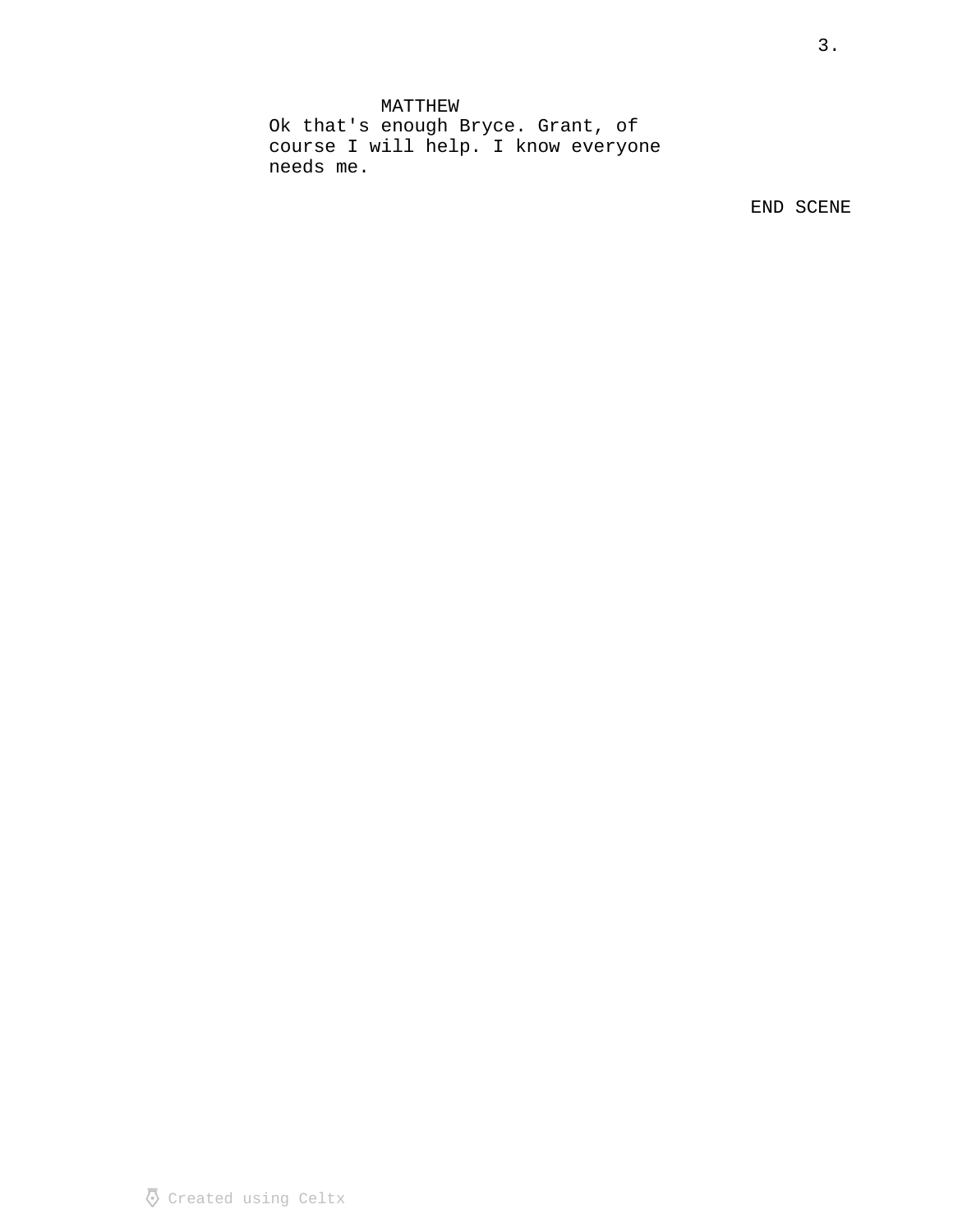MATTHEW

Ok that's enough Bryce. Grant, of course I will help. I know everyone needs me.

END SCENE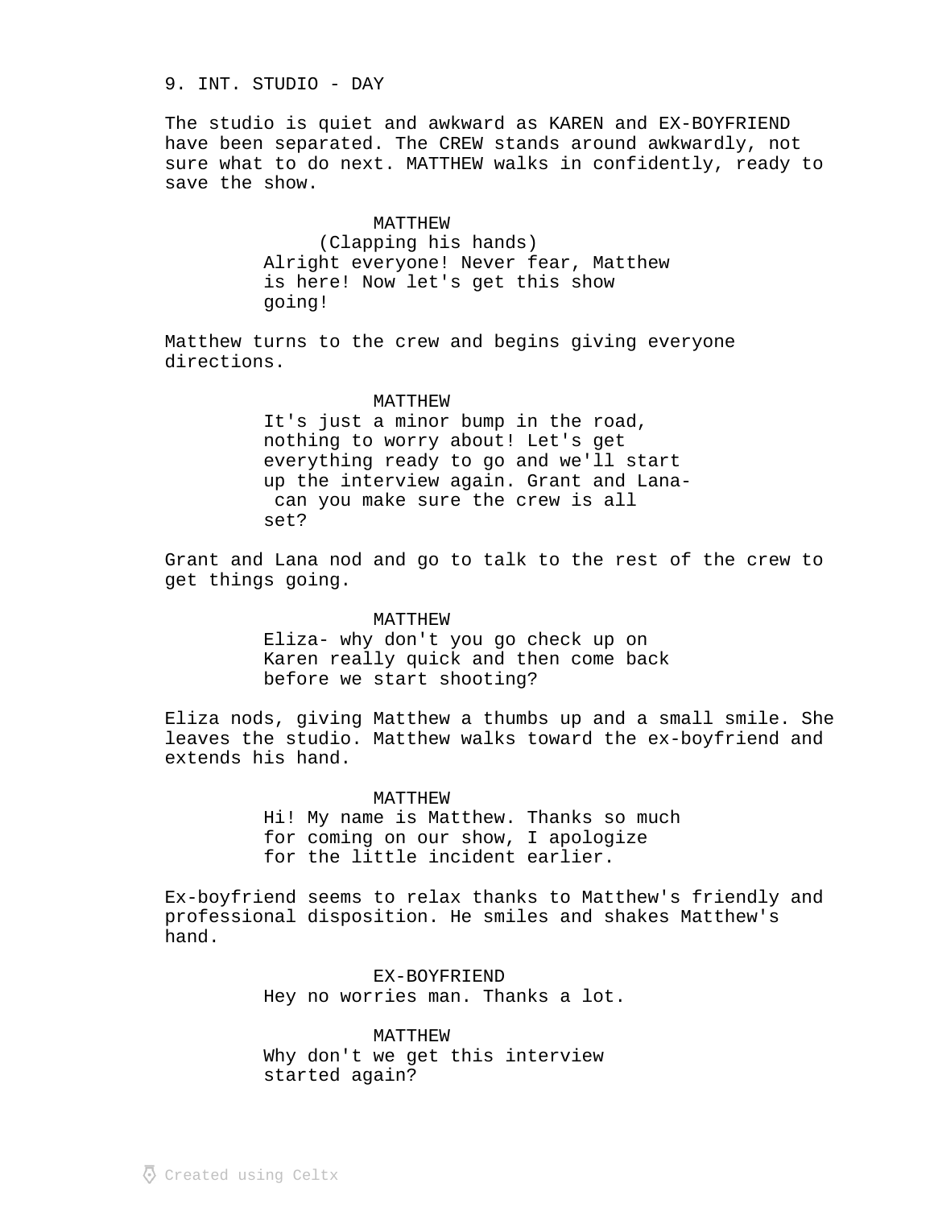9. INT. STUDIO - DAY

The studio is quiet and awkward as KAREN and EX-BOYFRIEND have been separated. The CREW stands around awkwardly, not sure what to do next. MATTHEW walks in confidently, ready to save the show.

MATTHEW
(Clapping his hands)
Alright everyone! Never fear, Matthew is here! Now let's get this show going!

Matthew turns to the crew and begins giving everyone directions.

MATTHEW
It's just a minor bump in the road, nothing to worry about! Let's get everything ready to go and we'll start up the interview again. Grant and Lana- can you make sure the crew is all set?

Grant and Lana nod and go to talk to the rest of the crew to get things going.

MATTHEW
Eliza- why don't you go check up on Karen really quick and then come back before we start shooting?

Eliza nods, giving Matthew a thumbs up and a small smile. She leaves the studio. Matthew walks toward the ex-boyfriend and extends his hand.

MATTHEW
Hi! My name is Matthew. Thanks so much for coming on our show, I apologize for the little incident earlier.

Ex-boyfriend seems to relax thanks to Matthew's friendly and professional disposition. He smiles and shakes Matthew's hand.

EX-BOYFRIEND
Hey no worries man. Thanks a lot.

MATTHEW
Why don't we get this interview started again?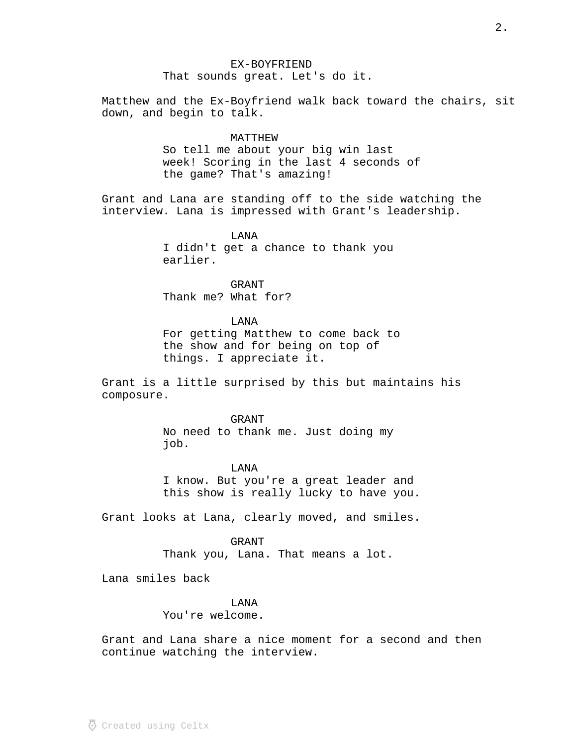EX-BOYFRIEND
That sounds great. Let's do it.

Matthew and the Ex-Boyfriend walk back toward the chairs, sit down, and begin to talk.

MATTHEW
So tell me about your big win last week! Scoring in the last 4 seconds of the game? That's amazing!

Grant and Lana are standing off to the side watching the interview. Lana is impressed with Grant's leadership.

LANA
I didn't get a chance to thank you earlier.

GRANT
Thank me? What for?

LANA
For getting Matthew to come back to the show and for being on top of things. I appreciate it.

Grant is a little surprised by this but maintains his composure.

GRANT
No need to thank me. Just doing my job.

LANA
I know. But you're a great leader and this show is really lucky to have you.

Grant looks at Lana, clearly moved, and smiles.

GRANT
Thank you, Lana. That means a lot.

Lana smiles back

LANA
You're welcome.

Grant and Lana share a nice moment for a second and then continue watching the interview.